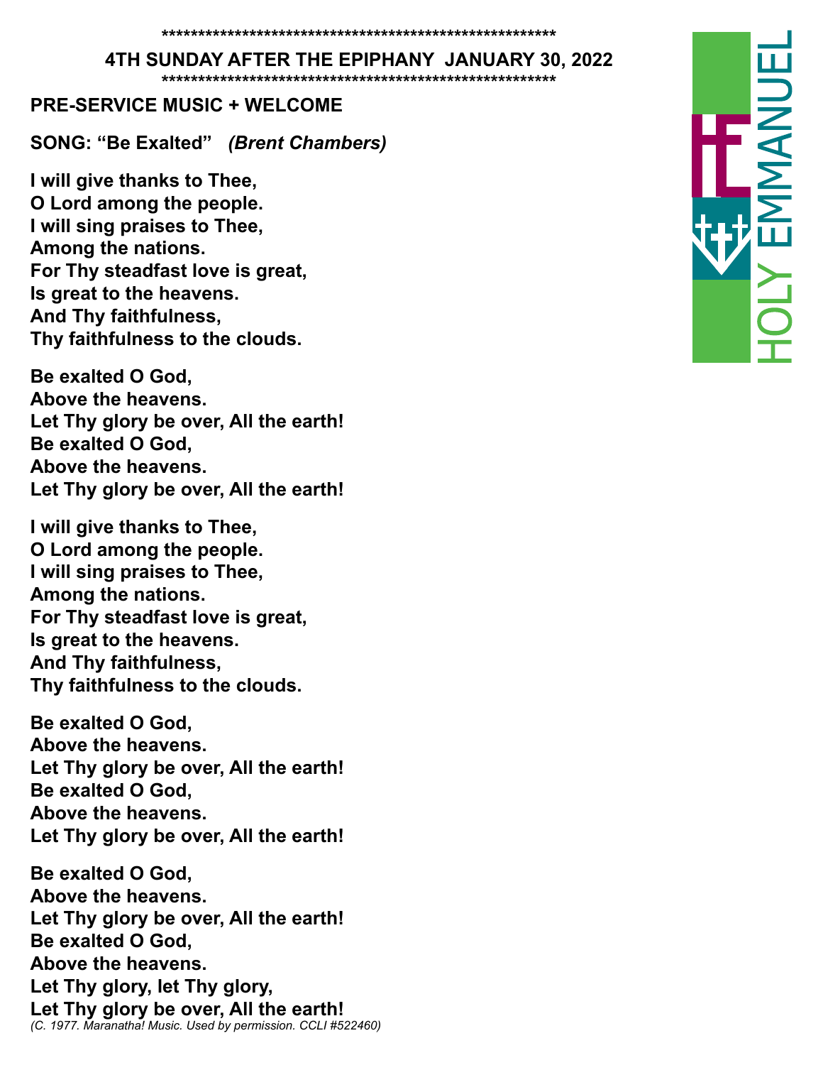*******************************************************
**4TH SUNDAY AFTER THE EPIPHANY JANUARY 30, 2022**
*******************************************************

**PRE-SERVICE MUSIC + WELCOME**

**SONG: "Be Exalted"** ***(Brent Chambers)***

**I will give thanks to Thee,**
**O Lord among the people.**
**I will sing praises to Thee,**
**Among the nations.**
**For Thy steadfast love is great,**
**Is great to the heavens.**
**And Thy faithfulness,**
**Thy faithfulness to the clouds.**

**Be exalted O God,**
**Above the heavens.**
**Let Thy glory be over, All the earth!**
**Be exalted O God,**
**Above the heavens.**
**Let Thy glory be over, All the earth!**

**I will give thanks to Thee,**
**O Lord among the people.**
**I will sing praises to Thee,**
**Among the nations.**
**For Thy steadfast love is great,**
**Is great to the heavens.**
**And Thy faithfulness,**
**Thy faithfulness to the clouds.**

**Be exalted O God,**
**Above the heavens.**
**Let Thy glory be over, All the earth!**
**Be exalted O God,**
**Above the heavens.**
**Let Thy glory be over, All the earth!**

**Be exalted O God,**
**Above the heavens.**
**Let Thy glory be over, All the earth!**
**Be exalted O God,**
**Above the heavens.**
**Let Thy glory, let Thy glory,**
**Let Thy glory be over, All the earth!**
*(C. 1977. Maranatha! Music. Used by permission. CCLI #522460)*

HOLY EMMANUEL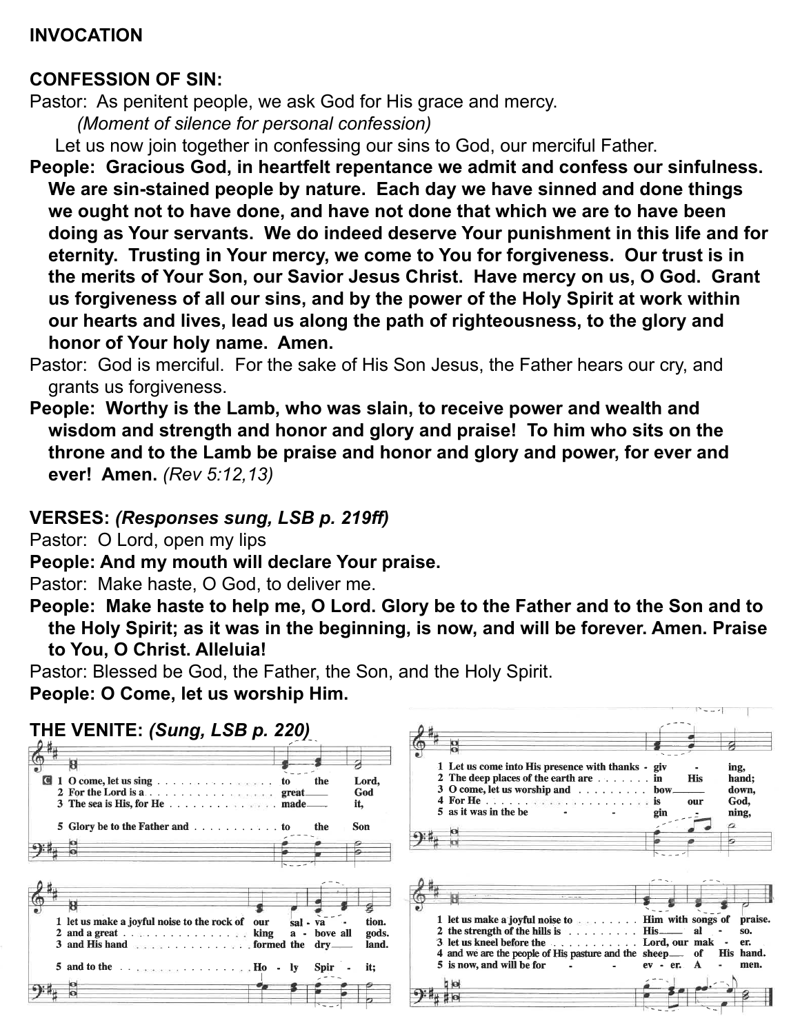**INVOCATION**

**CONFESSION OF SIN:**

Pastor: As penitent people, we ask God for His grace and mercy.

*(Moment of silence for personal confession)*

Let us now join together in confessing our sins to God, our merciful Father.

**People: Gracious God, in heartfelt repentance we admit and confess our sinfulness. We are sin-stained people by nature. Each day we have sinned and done things we ought not to have done, and have not done that which we are to have been doing as Your servants. We do indeed deserve Your punishment in this life and for eternity. Trusting in Your mercy, we come to You for forgiveness. Our trust is in the merits of Your Son, our Savior Jesus Christ. Have mercy on us, O God. Grant us forgiveness of all our sins, and by the power of the Holy Spirit at work within our hearts and lives, lead us along the path of righteousness, to the glory and honor of Your holy name. Amen.**

Pastor: God is merciful. For the sake of His Son Jesus, the Father hears our cry, and grants us forgiveness.

**People: Worthy is the Lamb, who was slain, to receive power and wealth and wisdom and strength and honor and glory and praise! To him who sits on the throne and to the Lamb be praise and honor and glory and power, for ever and ever! Amen.** *(Rev 5:12,13)*

**VERSES:** ***(Responses sung, LSB p. 219ff)***

Pastor: O Lord, open my lips

**People: And my mouth will declare Your praise.**

Pastor: Make haste, O God, to deliver me.

**People: Make haste to help me, O Lord. Glory be to the Father and to the Son and to the Holy Spirit; as it was in the beginning, is now, and will be forever. Amen. Praise to You, O Christ. Alleluia!**

Pastor: Blessed be God, the Father, the Son, and the Holy Spirit.

**People: O Come, let us worship Him.**

**THE VENITE:** ***(Sung, LSB p. 220)***

1 O come, let us sing to the Lord, let us make a joyful noise to the rock of our salvation.
2 For the Lord is a great God and a great king above all gods.
3 The sea is His, for He made it, and His hand formed the dry land.

5 Glory be to the Father and to the Son and to the Holy Spirit;

1 Let us come into His presence with thanksgiving, let us make a joyful noise to Him with songs of praise.
2 The deep places of the earth are in His hand; the strength of the hills is His also.
3 O come, let us worship and bow down, let us kneel before the Lord, our maker.
4 For He is our God, and we are the people of His pasture and the sheep of His hand.
5 as it was in the beginning, is now, and will be forever. Amen.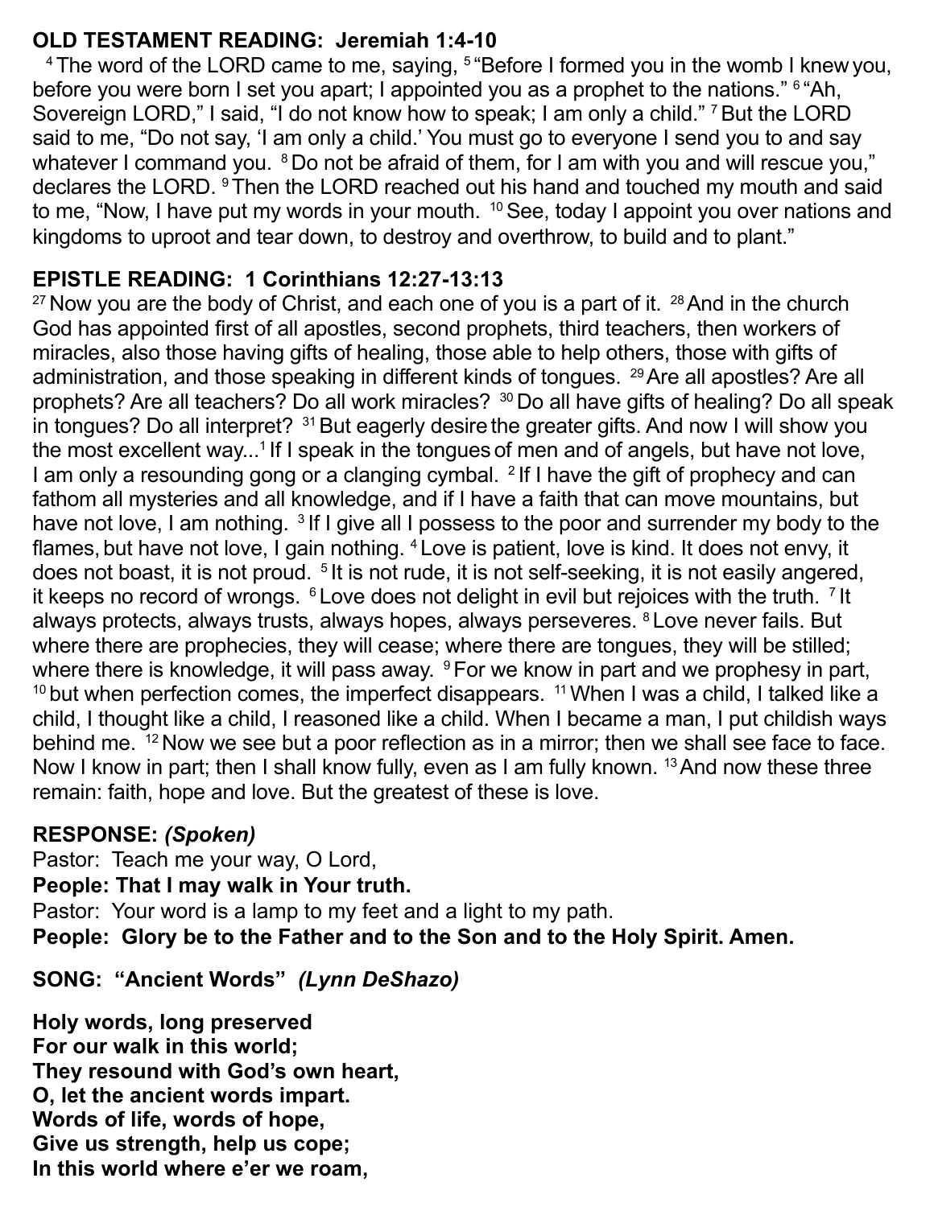**OLD TESTAMENT READING: Jeremiah 1:4-10**

[4] The word of the LORD came to me, saying, [5] "Before I formed you in the womb I knew you, before you were born I set you apart; I appointed you as a prophet to the nations." [6] "Ah, Sovereign LORD," I said, "I do not know how to speak; I am only a child." [7] But the LORD said to me, "Do not say, 'I am only a child.' You must go to everyone I send you to and say whatever I command you. [8] Do not be afraid of them, for I am with you and will rescue you," declares the LORD. [9] Then the LORD reached out his hand and touched my mouth and said to me, "Now, I have put my words in your mouth. [10] See, today I appoint you over nations and kingdoms to uproot and tear down, to destroy and overthrow, to build and to plant."

**EPISTLE READING: 1 Corinthians 12:27-13:13**

[27] Now you are the body of Christ, and each one of you is a part of it. [28] And in the church God has appointed first of all apostles, second prophets, third teachers, then workers of miracles, also those having gifts of healing, those able to help others, those with gifts of administration, and those speaking in different kinds of tongues. [29] Are all apostles? Are all prophets? Are all teachers? Do all work miracles? [30] Do all have gifts of healing? Do all speak in tongues? Do all interpret? [31] But eagerly desire the greater gifts. And now I will show you the most excellent way...[1] If I speak in the tongues of men and of angels, but have not love, I am only a resounding gong or a clanging cymbal. [2] If I have the gift of prophecy and can fathom all mysteries and all knowledge, and if I have a faith that can move mountains, but have not love, I am nothing. [3] If I give all I possess to the poor and surrender my body to the flames, but have not love, I gain nothing. [4] Love is patient, love is kind. It does not envy, it does not boast, it is not proud. [5] It is not rude, it is not self-seeking, it is not easily angered, it keeps no record of wrongs. [6] Love does not delight in evil but rejoices with the truth. [7] It always protects, always trusts, always hopes, always perseveres. [8] Love never fails. But where there are prophecies, they will cease; where there are tongues, they will be stilled; where there is knowledge, it will pass away. [9] For we know in part and we prophesy in part, [10] but when perfection comes, the imperfect disappears. [11] When I was a child, I talked like a child, I thought like a child, I reasoned like a child. When I became a man, I put childish ways behind me. [12] Now we see but a poor reflection as in a mirror; then we shall see face to face. Now I know in part; then I shall know fully, even as I am fully known. [13] And now these three remain: faith, hope and love. But the greatest of these is love.

**RESPONSE:** ***(Spoken)***

Pastor: Teach me your way, O Lord,
**People: That I may walk in Your truth.**
Pastor: Your word is a lamp to my feet and a light to my path.
**People: Glory be to the Father and to the Son and to the Holy Spirit. Amen.**

**SONG: "Ancient Words"** ***(Lynn DeShazo)***

**Holy words, long preserved**
**For our walk in this world;**
**They resound with God's own heart,**
**O, let the ancient words impart.**
**Words of life, words of hope,**
**Give us strength, help us cope;**
**In this world where e'er we roam,**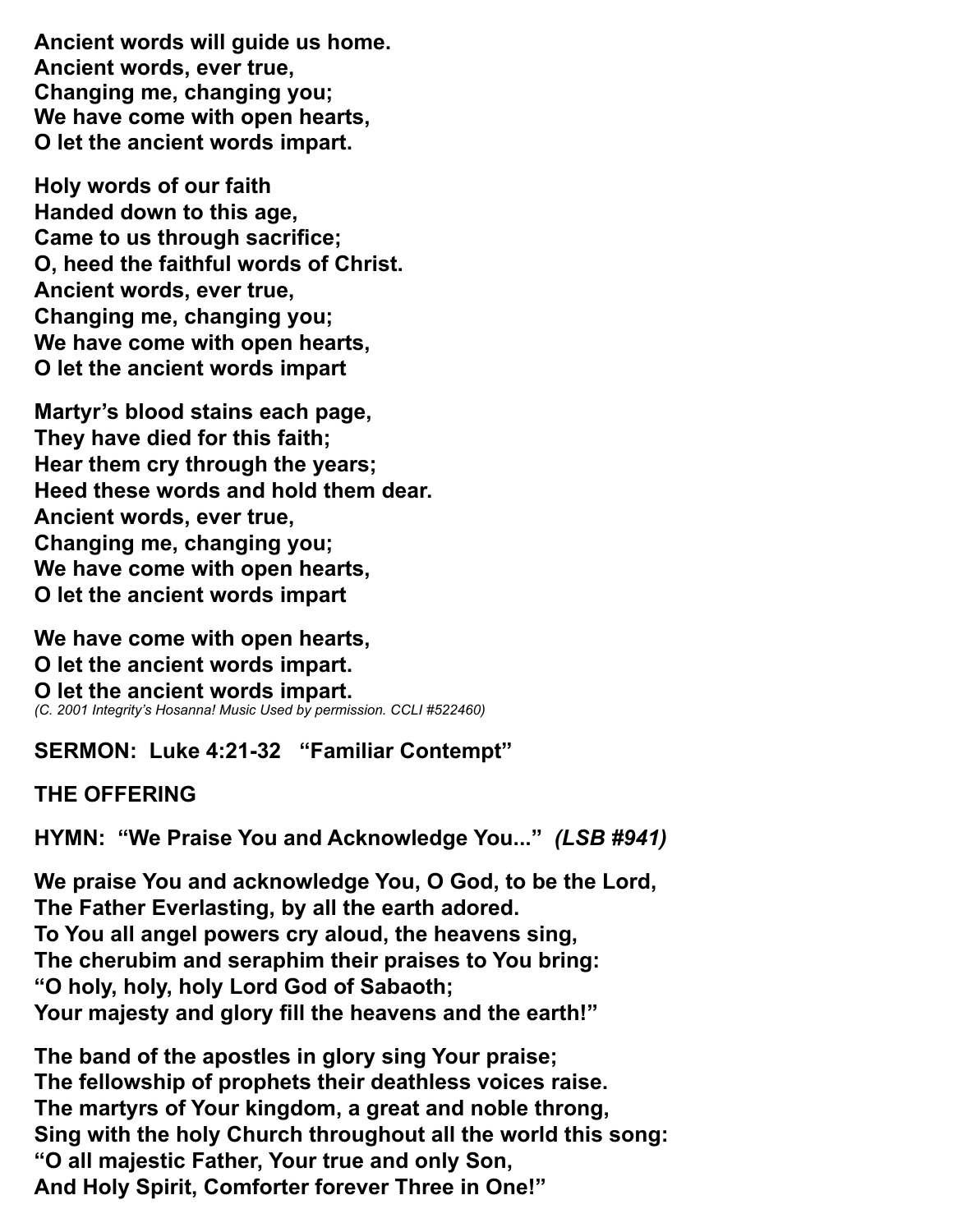**Ancient words will guide us home.**
**Ancient words, ever true,**
**Changing me, changing you;**
**We have come with open hearts,**
**O let the ancient words impart.**

**Holy words of our faith**
**Handed down to this age,**
**Came to us through sacrifice;**
**O, heed the faithful words of Christ.**
**Ancient words, ever true,**
**Changing me, changing you;**
**We have come with open hearts,**
**O let the ancient words impart**

**Martyr's blood stains each page,**
**They have died for this faith;**
**Hear them cry through the years;**
**Heed these words and hold them dear.**
**Ancient words, ever true,**
**Changing me, changing you;**
**We have come with open hearts,**
**O let the ancient words impart**

**We have come with open hearts,**
**O let the ancient words impart.**
**O let the ancient words impart.**
*(C. 2001 Integrity's Hosanna! Music Used by permission. CCLI #522460)*

**SERMON: Luke 4:21-32 "Familiar Contempt"**

**THE OFFERING**

**HYMN: "We Praise You and Acknowledge You..."** ***(LSB #941)***

**We praise You and acknowledge You, O God, to be the Lord,**
**The Father Everlasting, by all the earth adored.**
**To You all angel powers cry aloud, the heavens sing,**
**The cherubim and seraphim their praises to You bring:**
**"O holy, holy, holy Lord God of Sabaoth;**
**Your majesty and glory fill the heavens and the earth!"**

**The band of the apostles in glory sing Your praise;**
**The fellowship of prophets their deathless voices raise.**
**The martyrs of Your kingdom, a great and noble throng,**
**Sing with the holy Church throughout all the world this song:**
**"O all majestic Father, Your true and only Son,**
**And Holy Spirit, Comforter forever Three in One!"**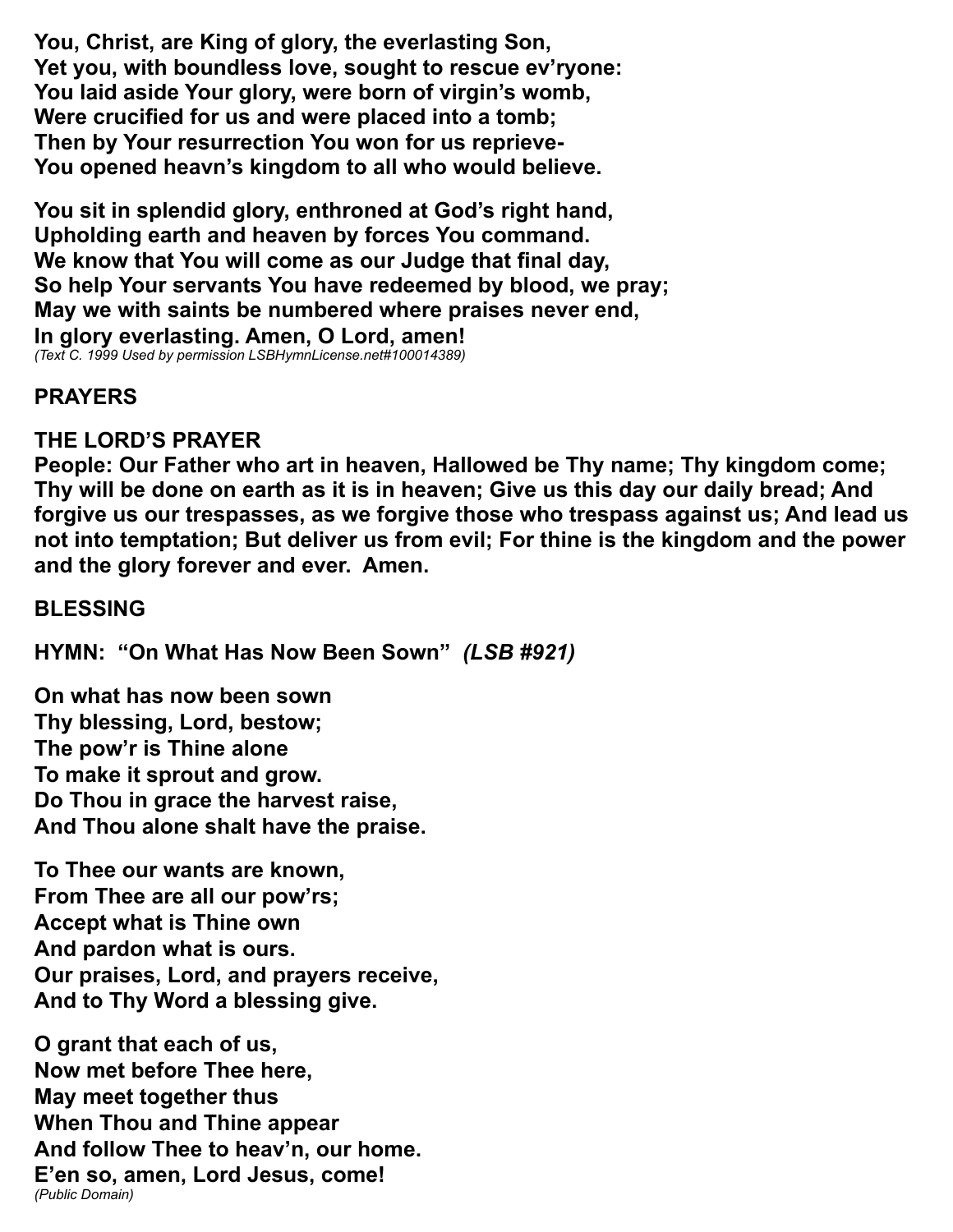**You, Christ, are King of glory, the everlasting Son,**
**Yet you, with boundless love, sought to rescue ev'ryone:**
**You laid aside Your glory, were born of virgin's womb,**
**Were crucified for us and were placed into a tomb;**
**Then by Your resurrection You won for us reprieve-**
**You opened heavn's kingdom to all who would believe.**

**You sit in splendid glory, enthroned at God's right hand,**
**Upholding earth and heaven by forces You command.**
**We know that You will come as our Judge that final day,**
**So help Your servants You have redeemed by blood, we pray;**
**May we with saints be numbered where praises never end,**
**In glory everlasting. Amen, O Lord, amen!**
*(Text C. 1999 Used by permission LSBHymnLicense.net#100014389)*

## PRAYERS

## THE LORD'S PRAYER

**People: Our Father who art in heaven, Hallowed be Thy name; Thy kingdom come; Thy will be done on earth as it is in heaven; Give us this day our daily bread; And forgive us our trespasses, as we forgive those who trespass against us; And lead us not into temptation; But deliver us from evil; For thine is the kingdom and the power and the glory forever and ever. Amen.**

## BLESSING

## HYMN: "On What Has Now Been Sown" *(LSB #921)*

**On what has now been sown**
**Thy blessing, Lord, bestow;**
**The pow'r is Thine alone**
**To make it sprout and grow.**
**Do Thou in grace the harvest raise,**
**And Thou alone shalt have the praise.**

**To Thee our wants are known,**
**From Thee are all our pow'rs;**
**Accept what is Thine own**
**And pardon what is ours.**
**Our praises, Lord, and prayers receive,**
**And to Thy Word a blessing give.**

**O grant that each of us,**
**Now met before Thee here,**
**May meet together thus**
**When Thou and Thine appear**
**And follow Thee to heav'n, our home.**
**E'en so, amen, Lord Jesus, come!**
*(Public Domain)*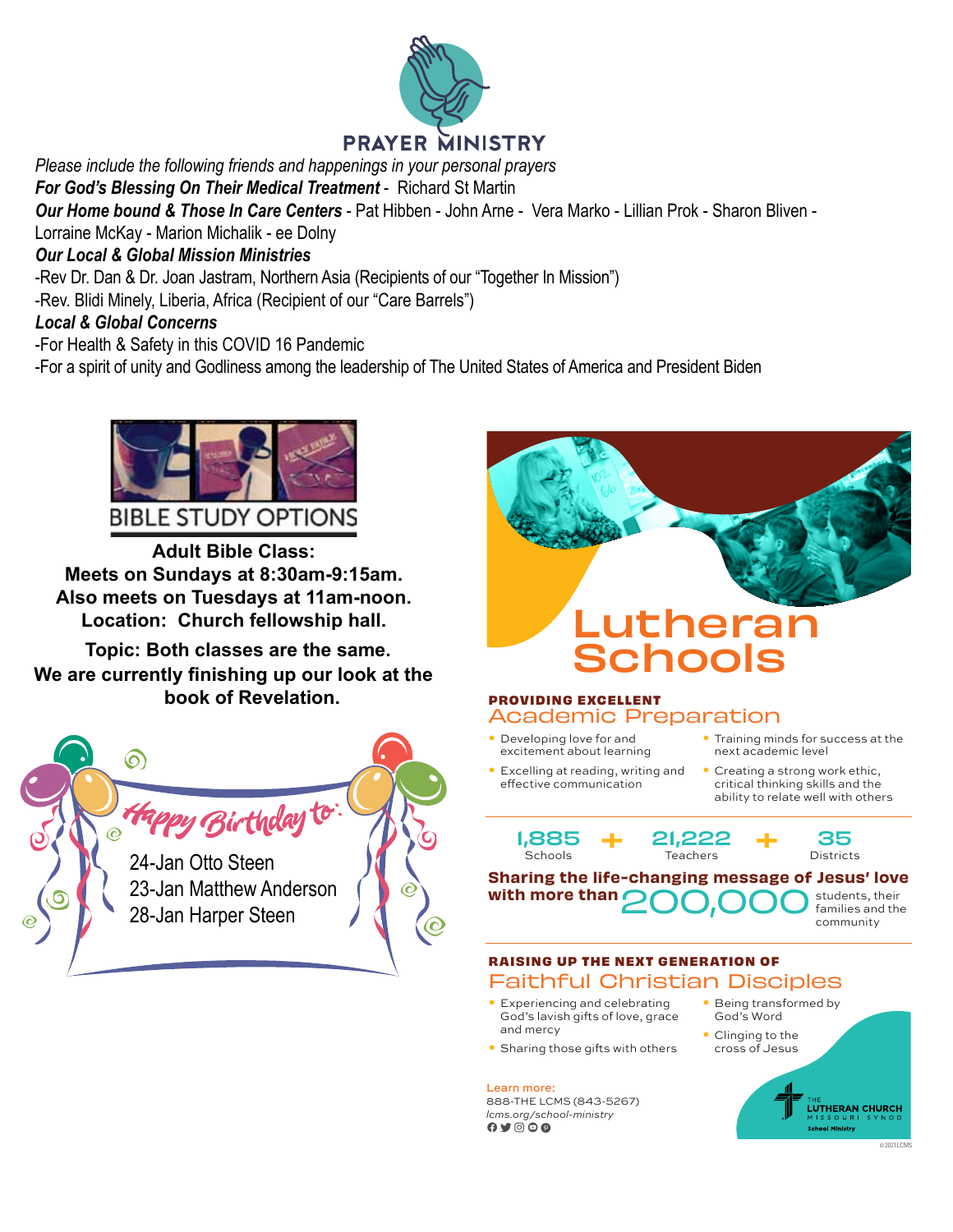# PRAYER MINISTRY

*Please include the following friends and happenings in your personal prayers*

***For God's Blessing On Their Medical Treatment*** - Richard St Martin

***Our Home bound & Those In Care Centers*** - Pat Hibben - John Arne - Vera Marko - Lillian Prok - Sharon Bliven - Lorraine McKay - Marion Michalik - ee Dolny

***Our Local & Global Mission Ministries***

-Rev Dr. Dan & Dr. Joan Jastram, Northern Asia (Recipients of our "Together In Mission")

-Rev. Blidi Minely, Liberia, Africa (Recipient of our "Care Barrels")

***Local & Global Concerns***

-For Health & Safety in this COVID 16 Pandemic

-For a spirit of unity and Godliness among the leadership of The United States of America and President Biden

## BIBLE STUDY OPTIONS

**Adult Bible Class:**
**Meets on Sundays at 8:30am-9:15am.**
**Also meets on Tuesdays at 11am-noon.**
**Location: Church fellowship hall.**

**Topic: Both classes are the same.**
**We are currently finishing up our look at the book of Revelation.**

## Happy Birthday to:

24-Jan Otto Steen
23-Jan Matthew Anderson
28-Jan Harper Steen

# Lutheran Schools

**PROVIDING EXCELLENT**
## Academic Preparation

- Developing love for and excitement about learning
- Excelling at reading, writing and effective communication
- Training minds for success at the next academic level
- Creating a strong work ethic, critical thinking skills and the ability to relate well with others

1,885 Schools + 21,222 Teachers + 35 Districts

**Sharing the life-changing message of Jesus' love with more than** 200,000 students, their families and the community

**RAISING UP THE NEXT GENERATION OF**
## Faithful Christian Disciples

- Experiencing and celebrating God's lavish gifts of love, grace and mercy
- Sharing those gifts with others
- Being transformed by God's Word
- Clinging to the cross of Jesus

Learn more:
888-THE LCMS (843-5267)
*lcms.org/school-ministry*

THE LUTHERAN CHURCH MISSOURI SYNOD
School Ministry

© 2021 LCMS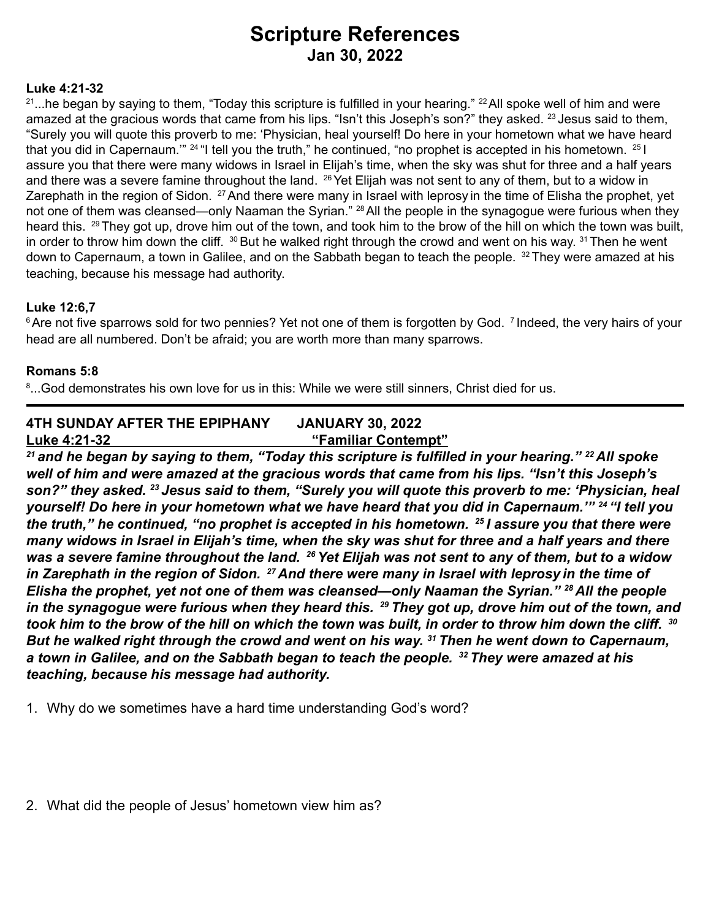# Scripture References
## Jan 30, 2022

**Luke 4:21-32**

[21]...he began by saying to them, “Today this scripture is fulfilled in your hearing.” [22] All spoke well of him and were amazed at the gracious words that came from his lips. “Isn’t this Joseph’s son?” they asked. [23] Jesus said to them, “Surely you will quote this proverb to me: ‘Physician, heal yourself! Do here in your hometown what we have heard that you did in Capernaum.’” [24] “I tell you the truth,” he continued, “no prophet is accepted in his hometown. [25] I assure you that there were many widows in Israel in Elijah’s time, when the sky was shut for three and a half years and there was a severe famine throughout the land. [26] Yet Elijah was not sent to any of them, but to a widow in Zarephath in the region of Sidon. [27] And there were many in Israel with leprosy in the time of Elisha the prophet, yet not one of them was cleansed—only Naaman the Syrian.” [28] All the people in the synagogue were furious when they heard this. [29] They got up, drove him out of the town, and took him to the brow of the hill on which the town was built, in order to throw him down the cliff. [30] But he walked right through the crowd and went on his way. [31] Then he went down to Capernaum, a town in Galilee, and on the Sabbath began to teach the people. [32] They were amazed at his teaching, because his message had authority.

**Luke 12:6,7**

[6] Are not five sparrows sold for two pennies? Yet not one of them is forgotten by God. [7] Indeed, the very hairs of your head are all numbered. Don’t be afraid; you are worth more than many sparrows.

**Romans 5:8**

[8]...God demonstrates his own love for us in this: While we were still sinners, Christ died for us.

---

**4TH SUNDAY AFTER THE EPIPHANY JANUARY 30, 2022**
**Luke 4:21-32 “Familiar Contempt”**

***[21] and he began by saying to them, “Today this scripture is fulfilled in your hearing.” [22] All spoke well of him and were amazed at the gracious words that came from his lips. “Isn’t this Joseph’s son?” they asked. [23] Jesus said to them, “Surely you will quote this proverb to me: ‘Physician, heal yourself! Do here in your hometown what we have heard that you did in Capernaum.’” [24] “I tell you the truth,” he continued, “no prophet is accepted in his hometown. [25] I assure you that there were many widows in Israel in Elijah’s time, when the sky was shut for three and a half years and there was a severe famine throughout the land. [26] Yet Elijah was not sent to any of them, but to a widow in Zarephath in the region of Sidon. [27] And there were many in Israel with leprosy in the time of Elisha the prophet, yet not one of them was cleansed—only Naaman the Syrian.” [28] All the people in the synagogue were furious when they heard this. [29] They got up, drove him out of the town, and took him to the brow of the hill on which the town was built, in order to throw him down the cliff. [30] But he walked right through the crowd and went on his way. [31] Then he went down to Capernaum, a town in Galilee, and on the Sabbath began to teach the people. [32] They were amazed at his teaching, because his message had authority.***

1. Why do we sometimes have a hard time understanding God’s word?

2. What did the people of Jesus’ hometown view him as?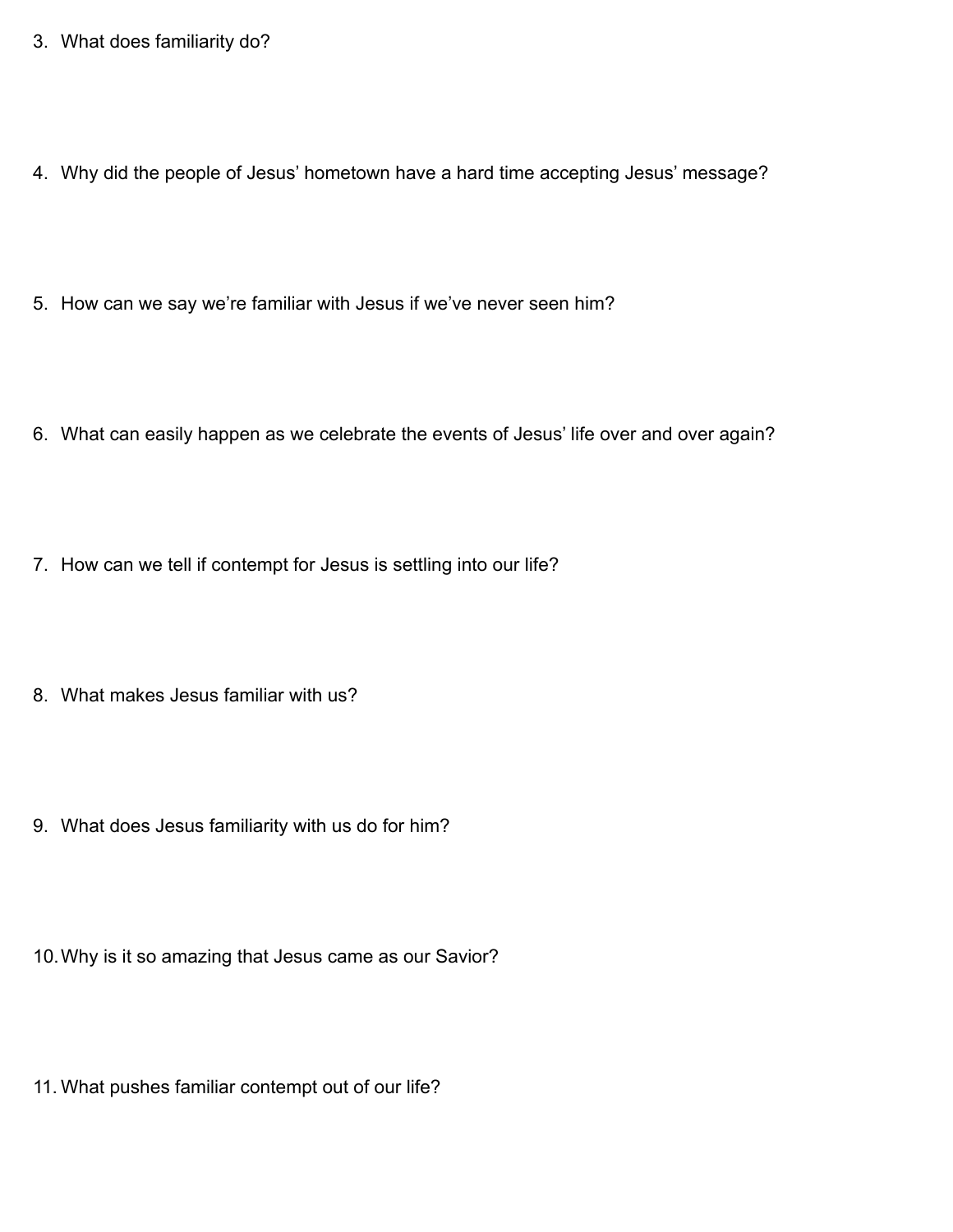3. What does familiarity do?

4. Why did the people of Jesus' hometown have a hard time accepting Jesus' message?

5. How can we say we're familiar with Jesus if we've never seen him?

6. What can easily happen as we celebrate the events of Jesus' life over and over again?

7. How can we tell if contempt for Jesus is settling into our life?

8. What makes Jesus familiar with us?

9. What does Jesus familiarity with us do for him?

10. Why is it so amazing that Jesus came as our Savior?

11. What pushes familiar contempt out of our life?